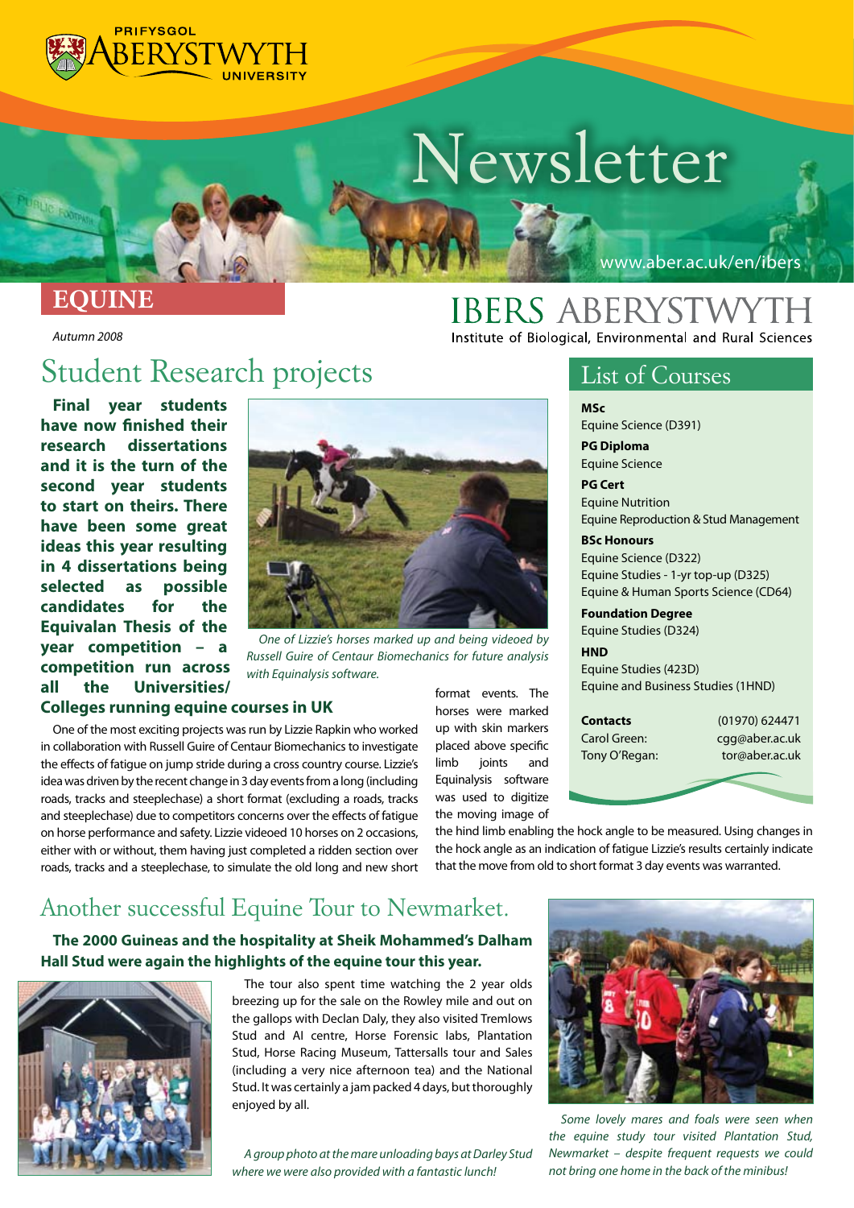PRIFYSGOL ABERYSTWYTH UNIVERSITY

# Newsletter

www.aber.ac.uk/en/ibers

**EQUINE**

*Autumn 2008*

IBERS ABERYSTWYTH
Institute of Biological, Environmental and Rural Sciences

## Student Research projects

**Final year students have now finished their research dissertations and it is the turn of the second year students to start on theirs. There have been some great ideas this year resulting in 4 dissertations being selected as possible candidates for the Equivalan Thesis of the year competition – a competition run across all the Universities/ Colleges running equine courses in UK**

*One of Lizzie's horses marked up and being videoed by Russell Guire of Centaur Biomechanics for future analysis with Equinalysis software.*

One of the most exciting projects was run by Lizzie Rapkin who worked in collaboration with Russell Guire of Centaur Biomechanics to investigate the effects of fatigue on jump stride during a cross country course. Lizzie's idea was driven by the recent change in 3 day events from a long (including roads, tracks and steeplechase) a short format (excluding a roads, tracks and steeplechase) due to competitors concerns over the effects of fatigue on horse performance and safety. Lizzie videoed 10 horses on 2 occasions, either with or without, them having just completed a ridden section over roads, tracks and a steeplechase, to simulate the old long and new short format events. The horses were marked up with skin markers placed above specific limb joints and Equinalysis software was used to digitize the moving image of the hind limb enabling the hock angle to be measured. Using changes in the hock angle as an indication of fatigue Lizzie's results certainly indicate that the move from old to short format 3 day events was warranted.

## List of Courses

**MSc**
Equine Science (D391)

**PG Diploma**
Equine Science

**PG Cert**
Equine Nutrition
Equine Reproduction & Stud Management

**BSc Honours**
Equine Science (D322)
Equine Studies - 1-yr top-up (D325)
Equine & Human Sports Science (CD64)

**Foundation Degree**
Equine Studies (D324)

**HND**
Equine Studies (423D)
Equine and Business Studies (1HND)

| **Contacts** | (01970) 624471 |
|---|---|
| Carol Green: | cgg@aber.ac.uk |
| Tony O'Regan: | tor@aber.ac.uk |

## Another successful Equine Tour to Newmarket.

**The 2000 Guineas and the hospitality at Sheik Mohammed's Dalham Hall Stud were again the highlights of the equine tour this year.**

The tour also spent time watching the 2 year olds breezing up for the sale on the Rowley mile and out on the gallops with Declan Daly, they also visited Tremlows Stud and AI centre, Horse Forensic labs, Plantation Stud, Horse Racing Museum, Tattersalls tour and Sales (including a very nice afternoon tea) and the National Stud. It was certainly a jam packed 4 days, but thoroughly enjoyed by all.

*A group photo at the mare unloading bays at Darley Stud where we were also provided with a fantastic lunch!*

*Some lovely mares and foals were seen when the equine study tour visited Plantation Stud, Newmarket – despite frequent requests we could not bring one home in the back of the minibus!*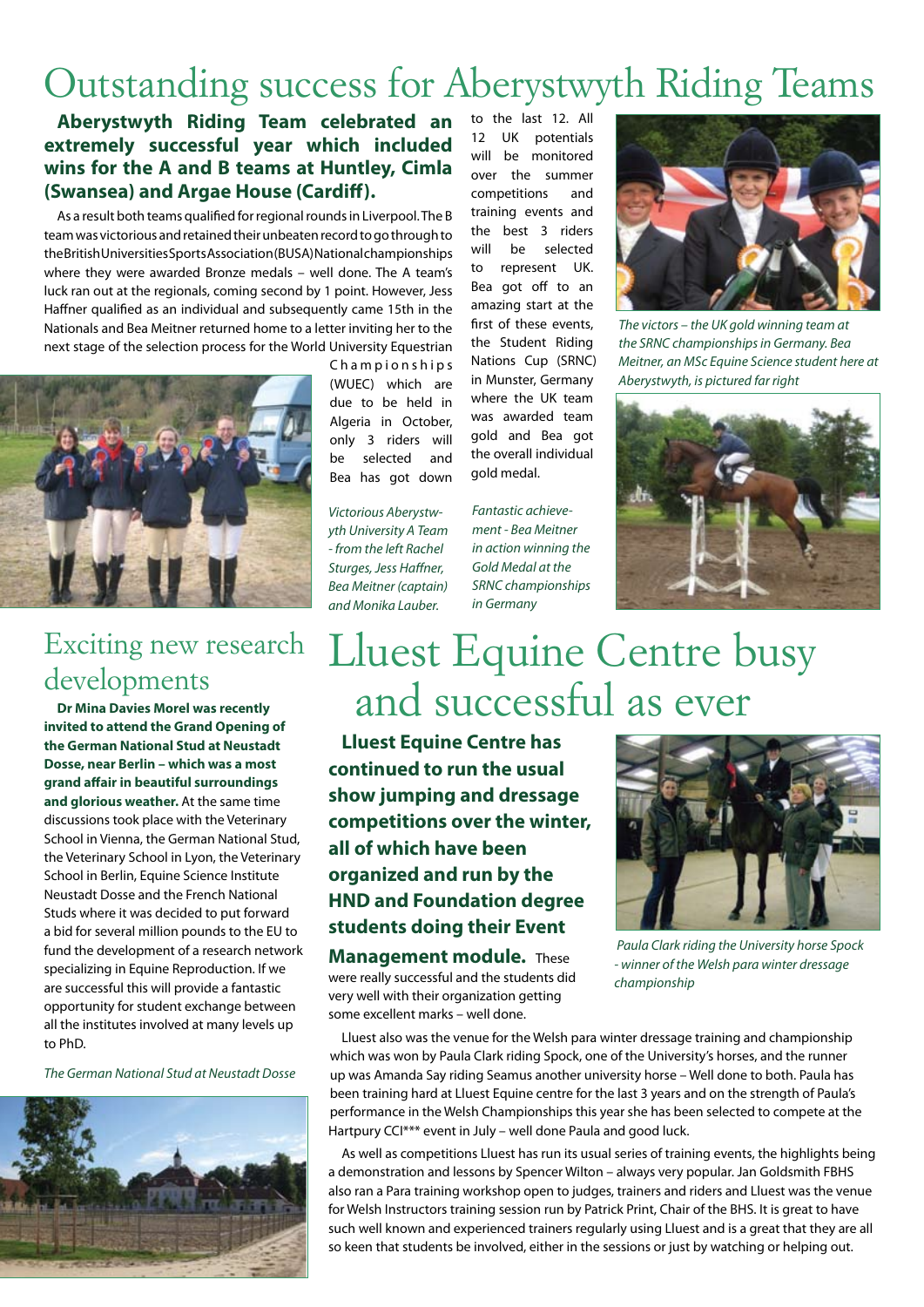# Outstanding success for Aberystwyth Riding Teams

**Aberystwyth Riding Team celebrated an extremely successful year which included wins for the A and B teams at Huntley, Cimla (Swansea) and Argae House (Cardiff).**

As a result both teams qualified for regional rounds in Liverpool. The B team was victorious and retained their unbeaten record to go through to the British Universities Sports Association (BUSA) National championships where they were awarded Bronze medals – well done. The A team's luck ran out at the regionals, coming second by 1 point. However, Jess Haffner qualified as an individual and subsequently came 15th in the Nationals and Bea Meitner returned home to a letter inviting her to the next stage of the selection process for the World University Equestrian Championships (WUEC) which are due to be held in Algeria in October, only 3 riders will be selected and Bea has got down to the last 12. All 12 UK potentials will be monitored over the summer competitions and training events and the best 3 riders will be selected to represent UK. Bea got off to an amazing start at the first of these events, the Student Riding Nations Cup (SRNC) in Munster, Germany where the UK team was awarded team gold and Bea got the overall individual gold medal.

*Victorious Aberystwyth University A Team - from the left Rachel Sturges, Jess Haffner, Bea Meitner (captain) and Monika Lauber.*

*Fantastic achievement - Bea Meitner in action winning the Gold Medal at the SRNC championships in Germany*

*The victors – the UK gold winning team at the SRNC championships in Germany. Bea Meitner, an MSc Equine Science student here at Aberystwyth, is pictured far right*

## Exciting new research developments

**Dr Mina Davies Morel was recently invited to attend the Grand Opening of the German National Stud at Neustadt Dosse, near Berlin – which was a most grand affair in beautiful surroundings and glorious weather.** At the same time discussions took place with the Veterinary School in Vienna, the German National Stud, the Veterinary School in Lyon, the Veterinary School in Berlin, Equine Science Institute Neustadt Dosse and the French National Studs where it was decided to put forward a bid for several million pounds to the EU to fund the development of a research network specializing in Equine Reproduction. If we are successful this will provide a fantastic opportunity for student exchange between all the institutes involved at many levels up to PhD.

*The German National Stud at Neustadt Dosse*

# Lluest Equine Centre busy and successful as ever

**Lluest Equine Centre has continued to run the usual show jumping and dressage competitions over the winter, all of which have been organized and run by the HND and Foundation degree students doing their Event Management module.** These were really successful and the students did very well with their organization getting some excellent marks – well done.

*Paula Clark riding the University horse Spock - winner of the Welsh para winter dressage championship*

Lluest also was the venue for the Welsh para winter dressage training and championship which was won by Paula Clark riding Spock, one of the University's horses, and the runner up was Amanda Say riding Seamus another university horse – Well done to both. Paula has been training hard at Lluest Equine centre for the last 3 years and on the strength of Paula's performance in the Welsh Championships this year she has been selected to compete at the Hartpury CCI*** event in July – well done Paula and good luck.

As well as competitions Lluest has run its usual series of training events, the highlights being a demonstration and lessons by Spencer Wilton – always very popular. Jan Goldsmith FBHS also ran a Para training workshop open to judges, trainers and riders and Lluest was the venue for Welsh Instructors training session run by Patrick Print, Chair of the BHS. It is great to have such well known and experienced trainers regularly using Lluest and is a great that they are all so keen that students be involved, either in the sessions or just by watching or helping out.